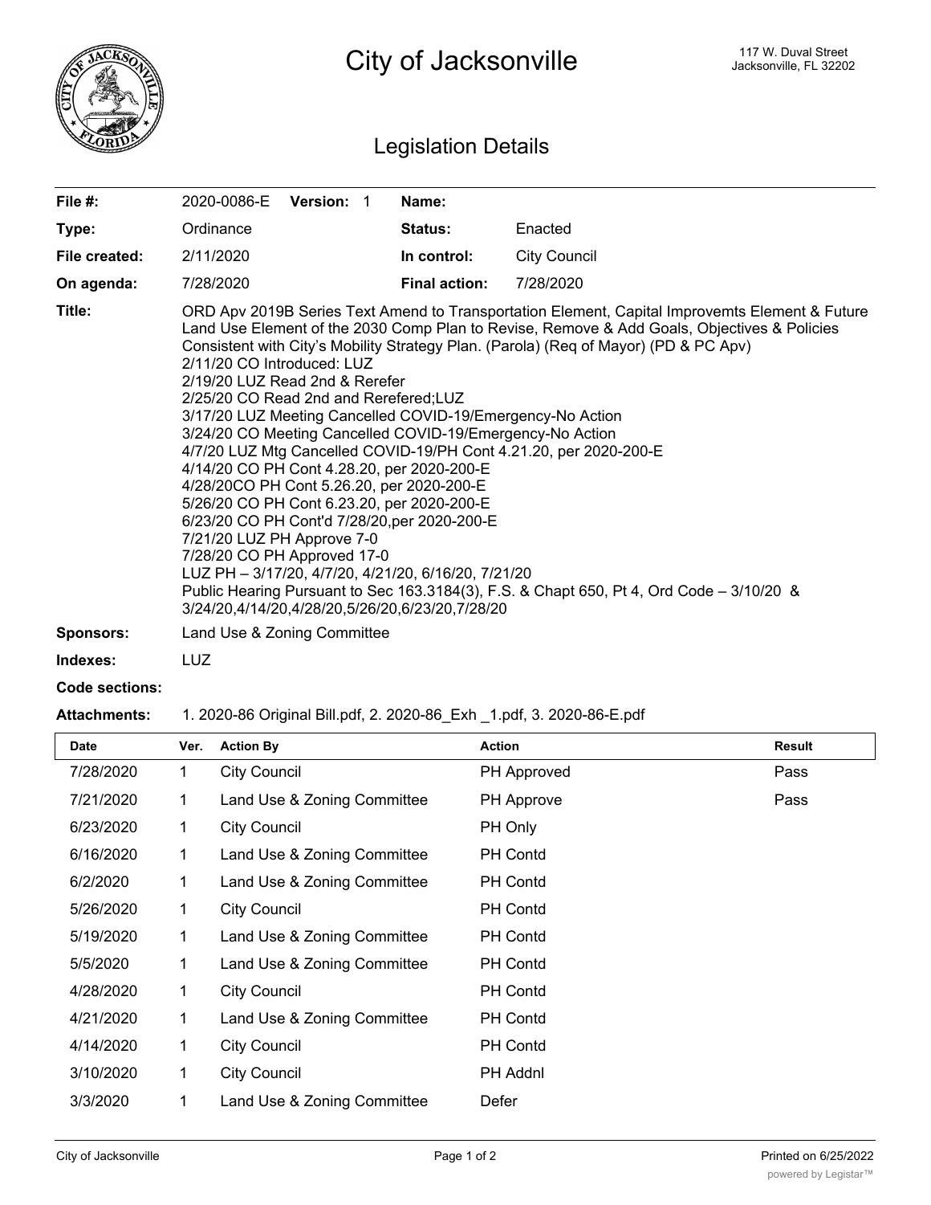# City of Jacksonville

117 W. Duval Street
Jacksonville, FL 32202

## Legislation Details

| | | | |
|---|---|---|---|
| **File #:** | 2020-0086-E **Version:** 1 | **Name:** | |
| **Type:** | Ordinance | **Status:** | Enacted |
| **File created:** | 2/11/2020 | **In control:** | City Council |
| **On agenda:** | 7/28/2020 | **Final action:** | 7/28/2020 |

**Title:** ORD Apv 2019B Series Text Amend to Transportation Element, Capital Improvemts Element & Future Land Use Element of the 2030 Comp Plan to Revise, Remove & Add Goals, Objectives & Policies Consistent with City's Mobility Strategy Plan. (Parola) (Req of Mayor) (PD & PC Apv)
2/11/20 CO Introduced: LUZ
2/19/20 LUZ Read 2nd & Rerefer
2/25/20 CO Read 2nd and Rerefered;LUZ
3/17/20 LUZ Meeting Cancelled COVID-19/Emergency-No Action
3/24/20 CO Meeting Cancelled COVID-19/Emergency-No Action
4/7/20 LUZ Mtg Cancelled COVID-19/PH Cont 4.21.20, per 2020-200-E
4/14/20 CO PH Cont 4.28.20, per 2020-200-E
4/28/20CO PH Cont 5.26.20, per 2020-200-E
5/26/20 CO PH Cont 6.23.20, per 2020-200-E
6/23/20 CO PH Cont'd 7/28/20,per 2020-200-E
7/21/20 LUZ PH Approve 7-0
7/28/20 CO PH Approved 17-0
LUZ PH – 3/17/20, 4/7/20, 4/21/20, 6/16/20, 7/21/20
Public Hearing Pursuant to Sec 163.3184(3), F.S. & Chapt 650, Pt 4, Ord Code – 3/10/20 & 3/24/20,4/14/20,4/28/20,5/26/20,6/23/20,7/28/20

**Sponsors:** Land Use & Zoning Committee

**Indexes:** LUZ

**Code sections:**

**Attachments:** 1. 2020-86 Original Bill.pdf, 2. 2020-86_Exh _1.pdf, 3. 2020-86-E.pdf

| Date | Ver. | Action By | Action | Result |
|---|---|---|---|---|
| 7/28/2020 | 1 | City Council | PH Approved | Pass |
| 7/21/2020 | 1 | Land Use & Zoning Committee | PH Approve | Pass |
| 6/23/2020 | 1 | City Council | PH Only | |
| 6/16/2020 | 1 | Land Use & Zoning Committee | PH Contd | |
| 6/2/2020 | 1 | Land Use & Zoning Committee | PH Contd | |
| 5/26/2020 | 1 | City Council | PH Contd | |
| 5/19/2020 | 1 | Land Use & Zoning Committee | PH Contd | |
| 5/5/2020 | 1 | Land Use & Zoning Committee | PH Contd | |
| 4/28/2020 | 1 | City Council | PH Contd | |
| 4/21/2020 | 1 | Land Use & Zoning Committee | PH Contd | |
| 4/14/2020 | 1 | City Council | PH Contd | |
| 3/10/2020 | 1 | City Council | PH Addnl | |
| 3/3/2020 | 1 | Land Use & Zoning Committee | Defer | |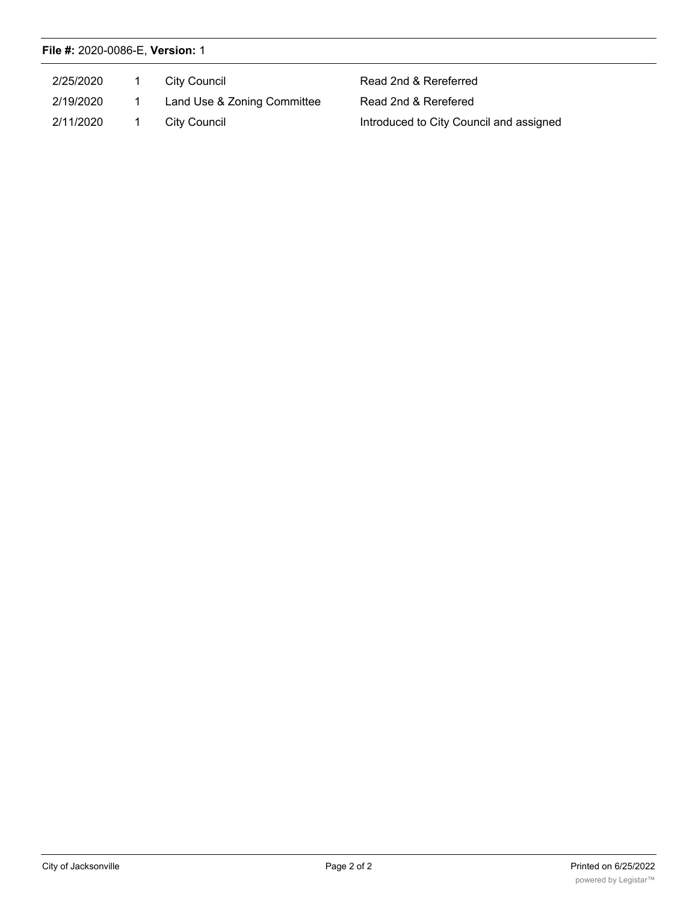**File #:** 2020-0086-E, **Version:** 1

| | | | |
|---|---|---|---|
| 2/25/2020 | 1 | City Council | Read 2nd & Rereferred |
| 2/19/2020 | 1 | Land Use & Zoning Committee | Read 2nd & Rerefered |
| 2/11/2020 | 1 | City Council | Introduced to City Council and assigned |